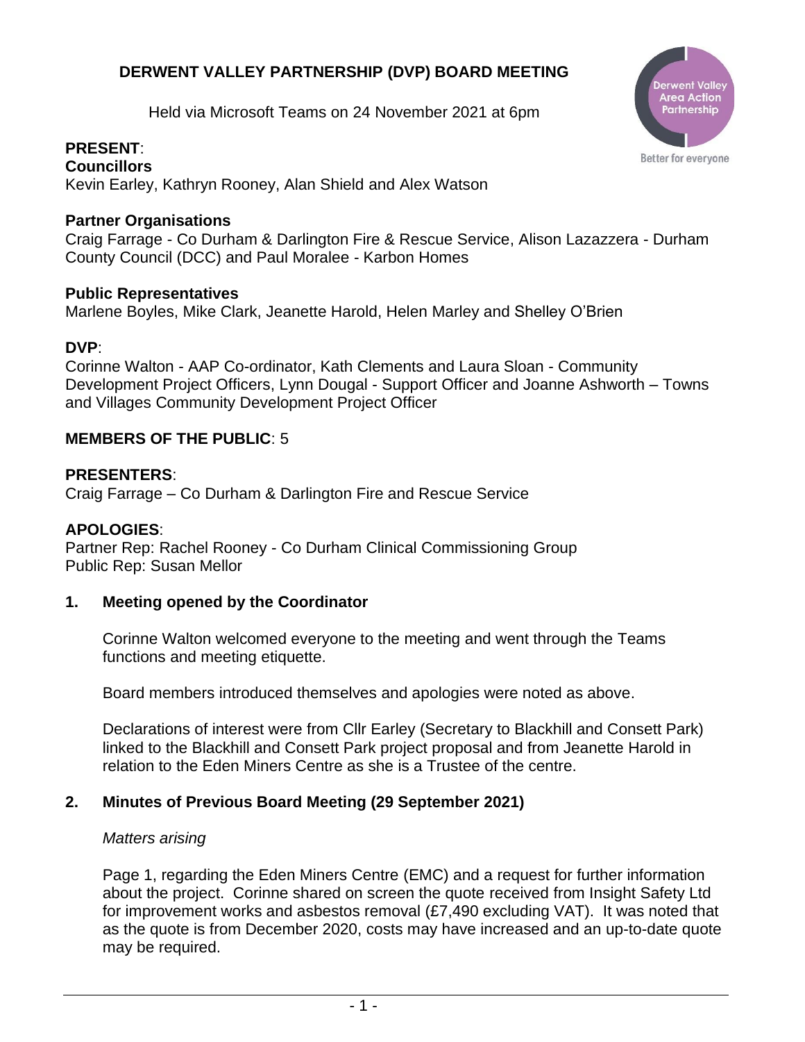# DERWENT VALLEY PARTNERSHIP (DVP) BOARD MEETING

Held via Microsoft Teams on 24 November 2021 at 6pm

**PRESENT**:
**Councillors**
Kevin Earley, Kathryn Rooney, Alan Shield and Alex Watson

**Partner Organisations**
Craig Farrage - Co Durham & Darlington Fire & Rescue Service, Alison Lazazzera - Durham County Council (DCC) and Paul Moralee - Karbon Homes

**Public Representatives**
Marlene Boyles, Mike Clark, Jeanette Harold, Helen Marley and Shelley O'Brien

**DVP**:
Corinne Walton - AAP Co-ordinator, Kath Clements and Laura Sloan - Community Development Project Officers, Lynn Dougal - Support Officer and Joanne Ashworth – Towns and Villages Community Development Project Officer

**MEMBERS OF THE PUBLIC**: 5

**PRESENTERS**:
Craig Farrage – Co Durham & Darlington Fire and Rescue Service

**APOLOGIES**:
Partner Rep: Rachel Rooney - Co Durham Clinical Commissioning Group
Public Rep: Susan Mellor

## 1. Meeting opened by the Coordinator

Corinne Walton welcomed everyone to the meeting and went through the Teams functions and meeting etiquette.

Board members introduced themselves and apologies were noted as above.

Declarations of interest were from Cllr Earley (Secretary to Blackhill and Consett Park) linked to the Blackhill and Consett Park project proposal and from Jeanette Harold in relation to the Eden Miners Centre as she is a Trustee of the centre.

## 2. Minutes of Previous Board Meeting (29 September 2021)

*Matters arising*

Page 1, regarding the Eden Miners Centre (EMC) and a request for further information about the project. Corinne shared on screen the quote received from Insight Safety Ltd for improvement works and asbestos removal (£7,490 excluding VAT). It was noted that as the quote is from December 2020, costs may have increased and an up-to-date quote may be required.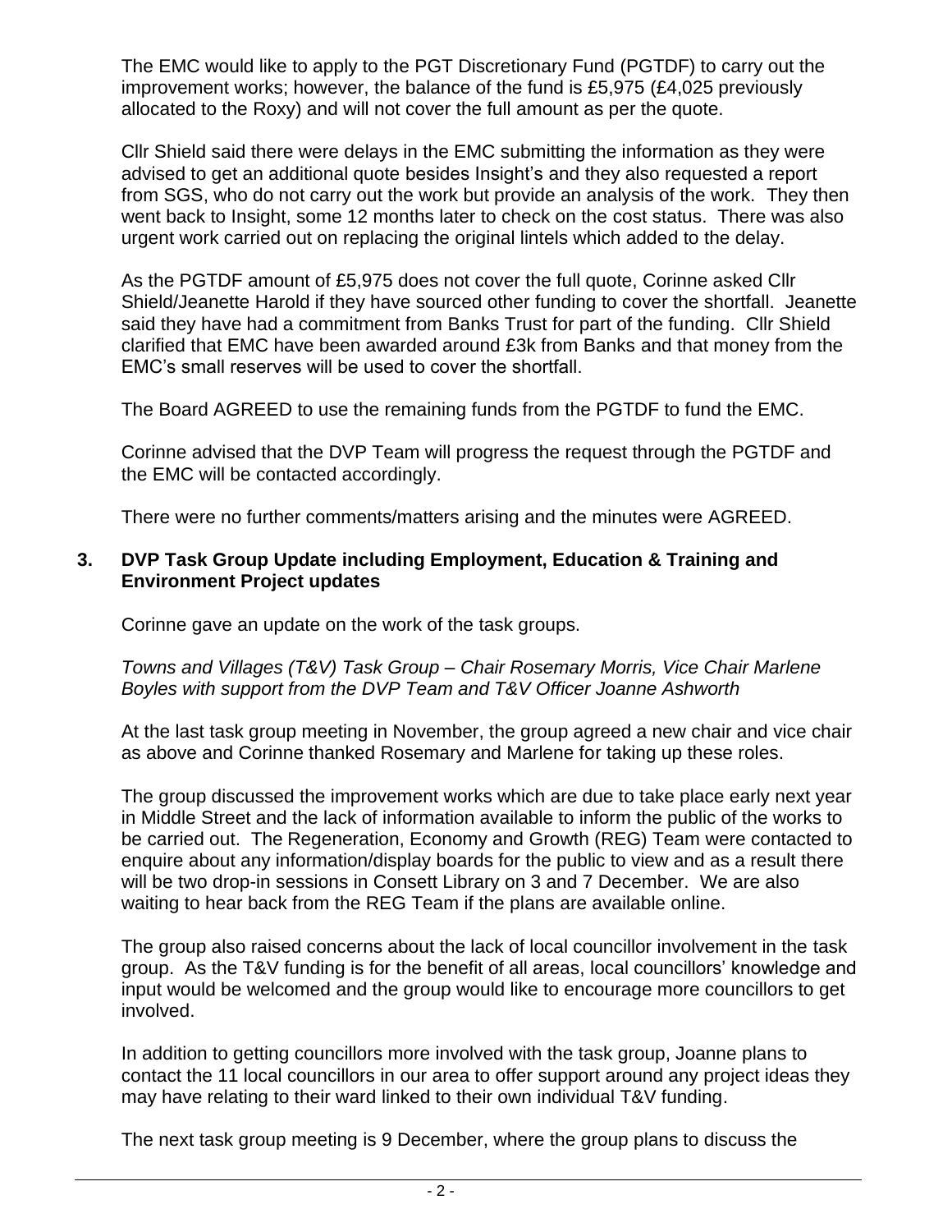The EMC would like to apply to the PGT Discretionary Fund (PGTDF) to carry out the improvement works; however, the balance of the fund is £5,975 (£4,025 previously allocated to the Roxy) and will not cover the full amount as per the quote.

Cllr Shield said there were delays in the EMC submitting the information as they were advised to get an additional quote besides Insight's and they also requested a report from SGS, who do not carry out the work but provide an analysis of the work. They then went back to Insight, some 12 months later to check on the cost status. There was also urgent work carried out on replacing the original lintels which added to the delay.

As the PGTDF amount of £5,975 does not cover the full quote, Corinne asked Cllr Shield/Jeanette Harold if they have sourced other funding to cover the shortfall. Jeanette said they have had a commitment from Banks Trust for part of the funding. Cllr Shield clarified that EMC have been awarded around £3k from Banks and that money from the EMC's small reserves will be used to cover the shortfall.

The Board AGREED to use the remaining funds from the PGTDF to fund the EMC.

Corinne advised that the DVP Team will progress the request through the PGTDF and the EMC will be contacted accordingly.

There were no further comments/matters arising and the minutes were AGREED.

## 3. DVP Task Group Update including Employment, Education & Training and Environment Project updates

Corinne gave an update on the work of the task groups.

*Towns and Villages (T&V) Task Group – Chair Rosemary Morris, Vice Chair Marlene Boyles with support from the DVP Team and T&V Officer Joanne Ashworth*

At the last task group meeting in November, the group agreed a new chair and vice chair as above and Corinne thanked Rosemary and Marlene for taking up these roles.

The group discussed the improvement works which are due to take place early next year in Middle Street and the lack of information available to inform the public of the works to be carried out. The Regeneration, Economy and Growth (REG) Team were contacted to enquire about any information/display boards for the public to view and as a result there will be two drop-in sessions in Consett Library on 3 and 7 December. We are also waiting to hear back from the REG Team if the plans are available online.

The group also raised concerns about the lack of local councillor involvement in the task group. As the T&V funding is for the benefit of all areas, local councillors' knowledge and input would be welcomed and the group would like to encourage more councillors to get involved.

In addition to getting councillors more involved with the task group, Joanne plans to contact the 11 local councillors in our area to offer support around any project ideas they may have relating to their ward linked to their own individual T&V funding.

The next task group meeting is 9 December, where the group plans to discuss the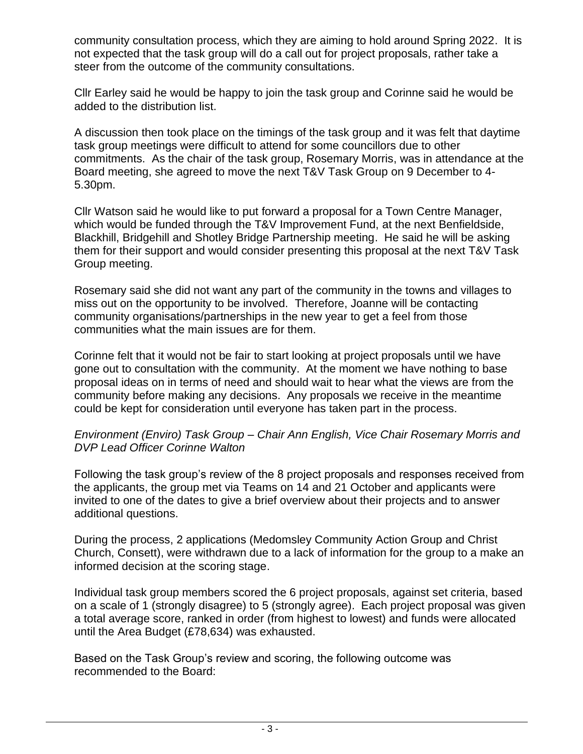community consultation process, which they are aiming to hold around Spring 2022. It is not expected that the task group will do a call out for project proposals, rather take a steer from the outcome of the community consultations.

Cllr Earley said he would be happy to join the task group and Corinne said he would be added to the distribution list.

A discussion then took place on the timings of the task group and it was felt that daytime task group meetings were difficult to attend for some councillors due to other commitments. As the chair of the task group, Rosemary Morris, was in attendance at the Board meeting, she agreed to move the next T&V Task Group on 9 December to 4-5.30pm.

Cllr Watson said he would like to put forward a proposal for a Town Centre Manager, which would be funded through the T&V Improvement Fund, at the next Benfieldside, Blackhill, Bridgehill and Shotley Bridge Partnership meeting. He said he will be asking them for their support and would consider presenting this proposal at the next T&V Task Group meeting.

Rosemary said she did not want any part of the community in the towns and villages to miss out on the opportunity to be involved. Therefore, Joanne will be contacting community organisations/partnerships in the new year to get a feel from those communities what the main issues are for them.

Corinne felt that it would not be fair to start looking at project proposals until we have gone out to consultation with the community. At the moment we have nothing to base proposal ideas on in terms of need and should wait to hear what the views are from the community before making any decisions. Any proposals we receive in the meantime could be kept for consideration until everyone has taken part in the process.

*Environment (Enviro) Task Group – Chair Ann English, Vice Chair Rosemary Morris and DVP Lead Officer Corinne Walton*

Following the task group's review of the 8 project proposals and responses received from the applicants, the group met via Teams on 14 and 21 October and applicants were invited to one of the dates to give a brief overview about their projects and to answer additional questions.

During the process, 2 applications (Medomsley Community Action Group and Christ Church, Consett), were withdrawn due to a lack of information for the group to a make an informed decision at the scoring stage.

Individual task group members scored the 6 project proposals, against set criteria, based on a scale of 1 (strongly disagree) to 5 (strongly agree). Each project proposal was given a total average score, ranked in order (from highest to lowest) and funds were allocated until the Area Budget (£78,634) was exhausted.

Based on the Task Group's review and scoring, the following outcome was recommended to the Board: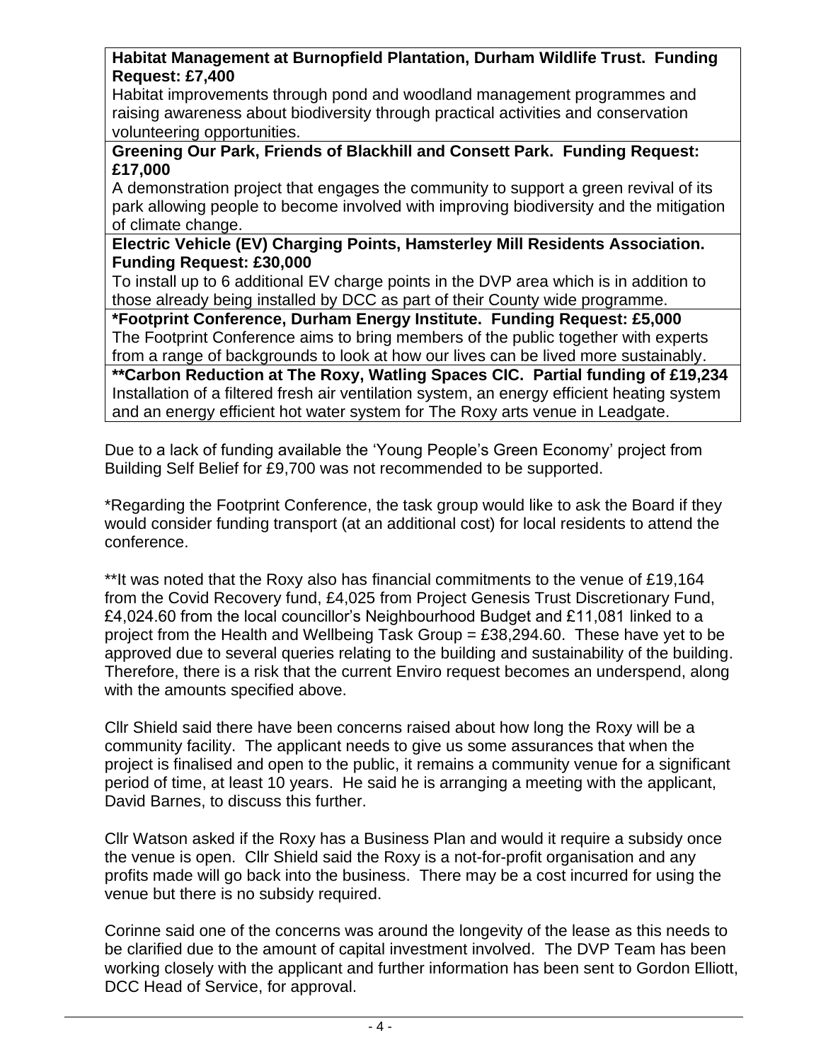| **Habitat Management at Burnopfield Plantation, Durham Wildlife Trust. Funding Request: £7,400**<br>Habitat improvements through pond and woodland management programmes and raising awareness about biodiversity through practical activities and conservation volunteering opportunities. |
|---|
| **Greening Our Park, Friends of Blackhill and Consett Park. Funding Request: £17,000**<br>A demonstration project that engages the community to support a green revival of its park allowing people to become involved with improving biodiversity and the mitigation of climate change. |
| **Electric Vehicle (EV) Charging Points, Hamsterley Mill Residents Association. Funding Request: £30,000**<br>To install up to 6 additional EV charge points in the DVP area which is in addition to those already being installed by DCC as part of their County wide programme. |
| **\*Footprint Conference, Durham Energy Institute. Funding Request: £5,000**<br>The Footprint Conference aims to bring members of the public together with experts from a range of backgrounds to look at how our lives can be lived more sustainably. |
| **\*\*Carbon Reduction at The Roxy, Watling Spaces CIC. Partial funding of £19,234**<br>Installation of a filtered fresh air ventilation system, an energy efficient heating system and an energy efficient hot water system for The Roxy arts venue in Leadgate. |

Due to a lack of funding available the 'Young People's Green Economy' project from Building Self Belief for £9,700 was not recommended to be supported.

*Regarding the Footprint Conference, the task group would like to ask the Board if they would consider funding transport (at an additional cost) for local residents to attend the conference.

**It was noted that the Roxy also has financial commitments to the venue of £19,164 from the Covid Recovery fund, £4,025 from Project Genesis Trust Discretionary Fund, £4,024.60 from the local councillor's Neighbourhood Budget and £11,081 linked to a project from the Health and Wellbeing Task Group = £38,294.60. These have yet to be approved due to several queries relating to the building and sustainability of the building. Therefore, there is a risk that the current Enviro request becomes an underspend, along with the amounts specified above.

Cllr Shield said there have been concerns raised about how long the Roxy will be a community facility. The applicant needs to give us some assurances that when the project is finalised and open to the public, it remains a community venue for a significant period of time, at least 10 years. He said he is arranging a meeting with the applicant, David Barnes, to discuss this further.

Cllr Watson asked if the Roxy has a Business Plan and would it require a subsidy once the venue is open. Cllr Shield said the Roxy is a not-for-profit organisation and any profits made will go back into the business. There may be a cost incurred for using the venue but there is no subsidy required.

Corinne said one of the concerns was around the longevity of the lease as this needs to be clarified due to the amount of capital investment involved. The DVP Team has been working closely with the applicant and further information has been sent to Gordon Elliott, DCC Head of Service, for approval.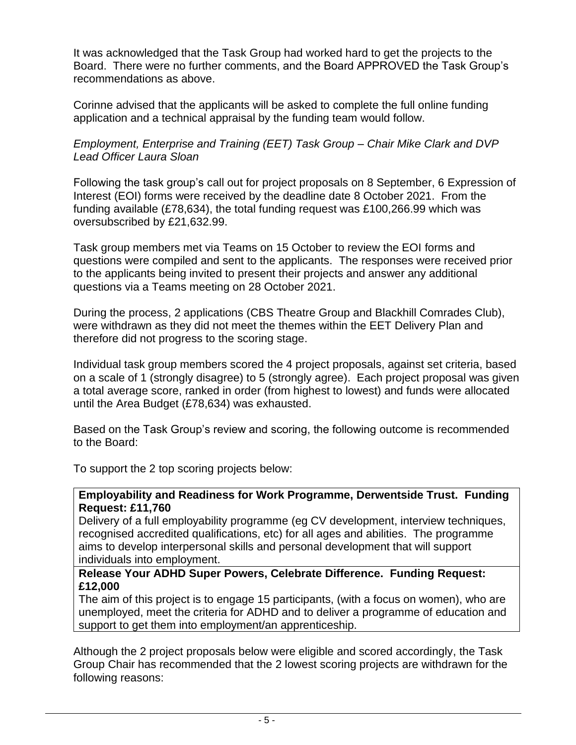It was acknowledged that the Task Group had worked hard to get the projects to the Board. There were no further comments, and the Board APPROVED the Task Group's recommendations as above.

Corinne advised that the applicants will be asked to complete the full online funding application and a technical appraisal by the funding team would follow.

*Employment, Enterprise and Training (EET) Task Group – Chair Mike Clark and DVP Lead Officer Laura Sloan*

Following the task group's call out for project proposals on 8 September, 6 Expression of Interest (EOI) forms were received by the deadline date 8 October 2021. From the funding available (£78,634), the total funding request was £100,266.99 which was oversubscribed by £21,632.99.

Task group members met via Teams on 15 October to review the EOI forms and questions were compiled and sent to the applicants. The responses were received prior to the applicants being invited to present their projects and answer any additional questions via a Teams meeting on 28 October 2021.

During the process, 2 applications (CBS Theatre Group and Blackhill Comrades Club), were withdrawn as they did not meet the themes within the EET Delivery Plan and therefore did not progress to the scoring stage.

Individual task group members scored the 4 project proposals, against set criteria, based on a scale of 1 (strongly disagree) to 5 (strongly agree). Each project proposal was given a total average score, ranked in order (from highest to lowest) and funds were allocated until the Area Budget (£78,634) was exhausted.

Based on the Task Group's review and scoring, the following outcome is recommended to the Board:

To support the 2 top scoring projects below:

| **Employability and Readiness for Work Programme, Derwentside Trust. Funding Request: £11,760** |
|---|
| Delivery of a full employability programme (eg CV development, interview techniques, recognised accredited qualifications, etc) for all ages and abilities. The programme aims to develop interpersonal skills and personal development that will support individuals into employment. |
| **Release Your ADHD Super Powers, Celebrate Difference. Funding Request: £12,000** |
| The aim of this project is to engage 15 participants, (with a focus on women), who are unemployed, meet the criteria for ADHD and to deliver a programme of education and support to get them into employment/an apprenticeship. |

Although the 2 project proposals below were eligible and scored accordingly, the Task Group Chair has recommended that the 2 lowest scoring projects are withdrawn for the following reasons: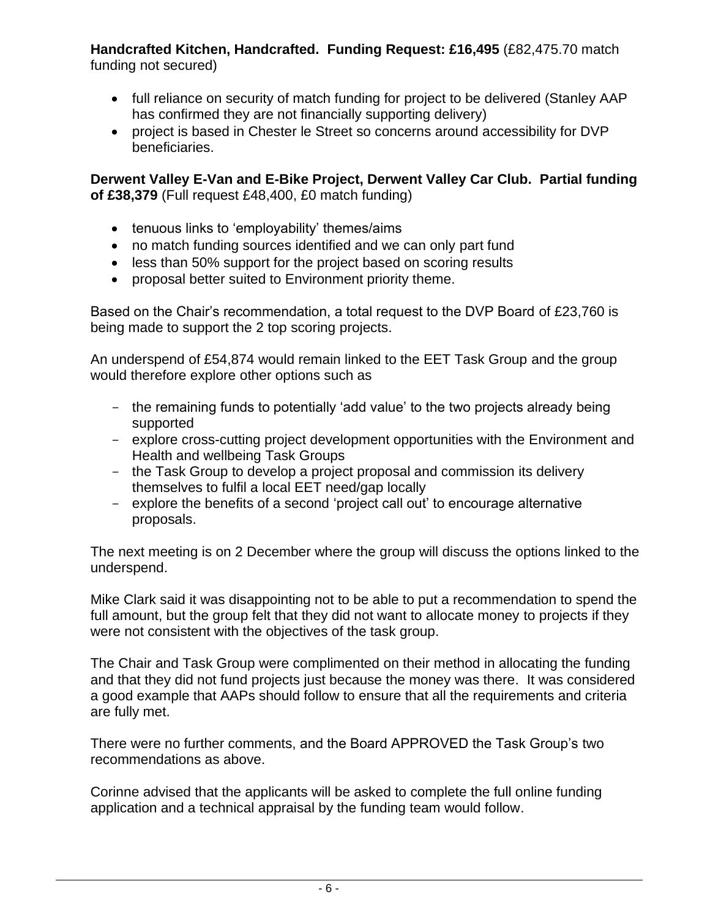**Handcrafted Kitchen, Handcrafted. Funding Request: £16,495** (£82,475.70 match funding not secured)

- full reliance on security of match funding for project to be delivered (Stanley AAP has confirmed they are not financially supporting delivery)
- project is based in Chester le Street so concerns around accessibility for DVP beneficiaries.

**Derwent Valley E-Van and E-Bike Project, Derwent Valley Car Club. Partial funding of £38,379** (Full request £48,400, £0 match funding)

- tenuous links to 'employability' themes/aims
- no match funding sources identified and we can only part fund
- less than 50% support for the project based on scoring results
- proposal better suited to Environment priority theme.

Based on the Chair's recommendation, a total request to the DVP Board of £23,760 is being made to support the 2 top scoring projects.

An underspend of £54,874 would remain linked to the EET Task Group and the group would therefore explore other options such as

- the remaining funds to potentially 'add value' to the two projects already being supported
- explore cross-cutting project development opportunities with the Environment and Health and wellbeing Task Groups
- the Task Group to develop a project proposal and commission its delivery themselves to fulfil a local EET need/gap locally
- explore the benefits of a second 'project call out' to encourage alternative proposals.

The next meeting is on 2 December where the group will discuss the options linked to the underspend.

Mike Clark said it was disappointing not to be able to put a recommendation to spend the full amount, but the group felt that they did not want to allocate money to projects if they were not consistent with the objectives of the task group.

The Chair and Task Group were complimented on their method in allocating the funding and that they did not fund projects just because the money was there. It was considered a good example that AAPs should follow to ensure that all the requirements and criteria are fully met.

There were no further comments, and the Board APPROVED the Task Group's two recommendations as above.

Corinne advised that the applicants will be asked to complete the full online funding application and a technical appraisal by the funding team would follow.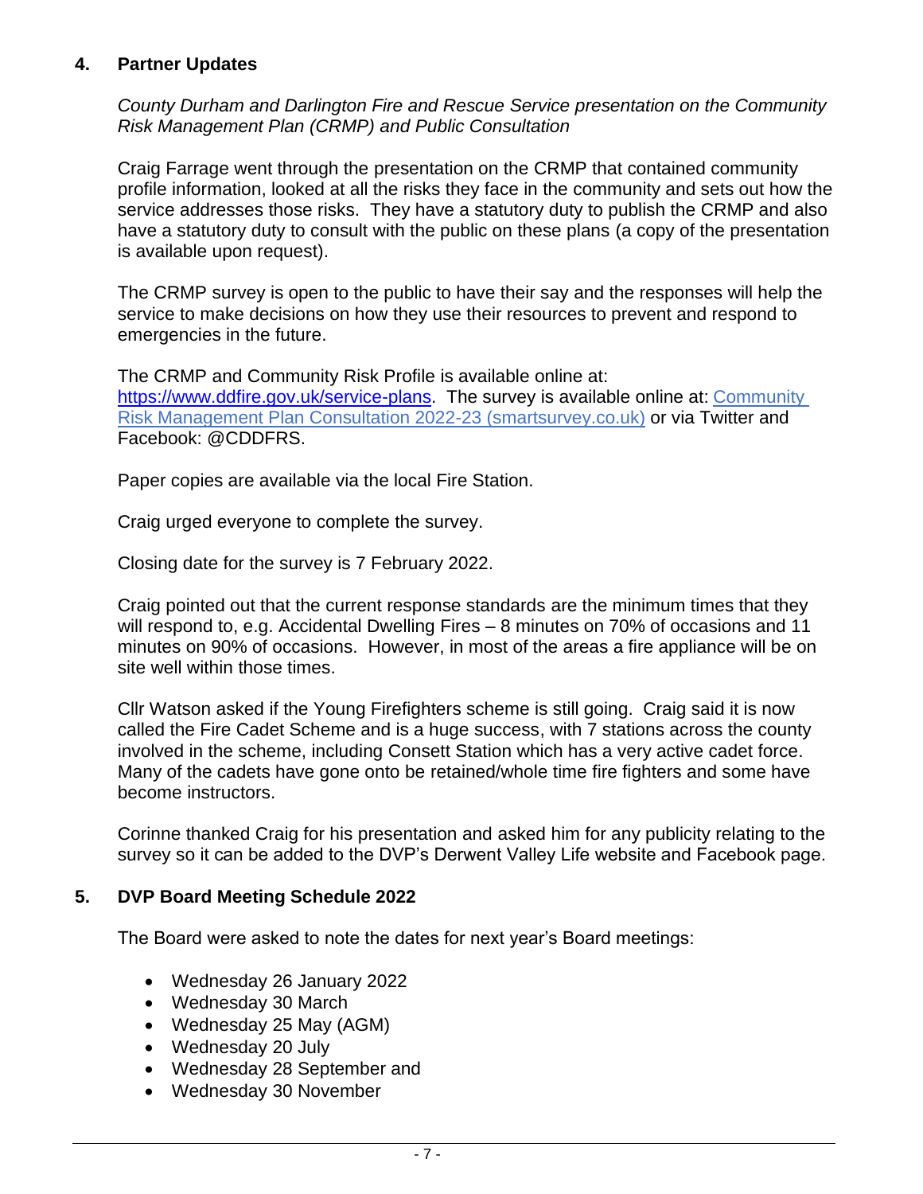## 4. Partner Updates

*County Durham and Darlington Fire and Rescue Service presentation on the Community Risk Management Plan (CRMP) and Public Consultation*

Craig Farrage went through the presentation on the CRMP that contained community profile information, looked at all the risks they face in the community and sets out how the service addresses those risks. They have a statutory duty to publish the CRMP and also have a statutory duty to consult with the public on these plans (a copy of the presentation is available upon request).

The CRMP survey is open to the public to have their say and the responses will help the service to make decisions on how they use their resources to prevent and respond to emergencies in the future.

The CRMP and Community Risk Profile is available online at: https://www.ddfire.gov.uk/service-plans. The survey is available online at: Community Risk Management Plan Consultation 2022-23 (smartsurvey.co.uk) or via Twitter and Facebook: @CDDFRS.

Paper copies are available via the local Fire Station.

Craig urged everyone to complete the survey.

Closing date for the survey is 7 February 2022.

Craig pointed out that the current response standards are the minimum times that they will respond to, e.g. Accidental Dwelling Fires – 8 minutes on 70% of occasions and 11 minutes on 90% of occasions. However, in most of the areas a fire appliance will be on site well within those times.

Cllr Watson asked if the Young Firefighters scheme is still going. Craig said it is now called the Fire Cadet Scheme and is a huge success, with 7 stations across the county involved in the scheme, including Consett Station which has a very active cadet force. Many of the cadets have gone onto be retained/whole time fire fighters and some have become instructors.

Corinne thanked Craig for his presentation and asked him for any publicity relating to the survey so it can be added to the DVP's Derwent Valley Life website and Facebook page.

## 5. DVP Board Meeting Schedule 2022

The Board were asked to note the dates for next year's Board meetings:

- Wednesday 26 January 2022
- Wednesday 30 March
- Wednesday 25 May (AGM)
- Wednesday 20 July
- Wednesday 28 September and
- Wednesday 30 November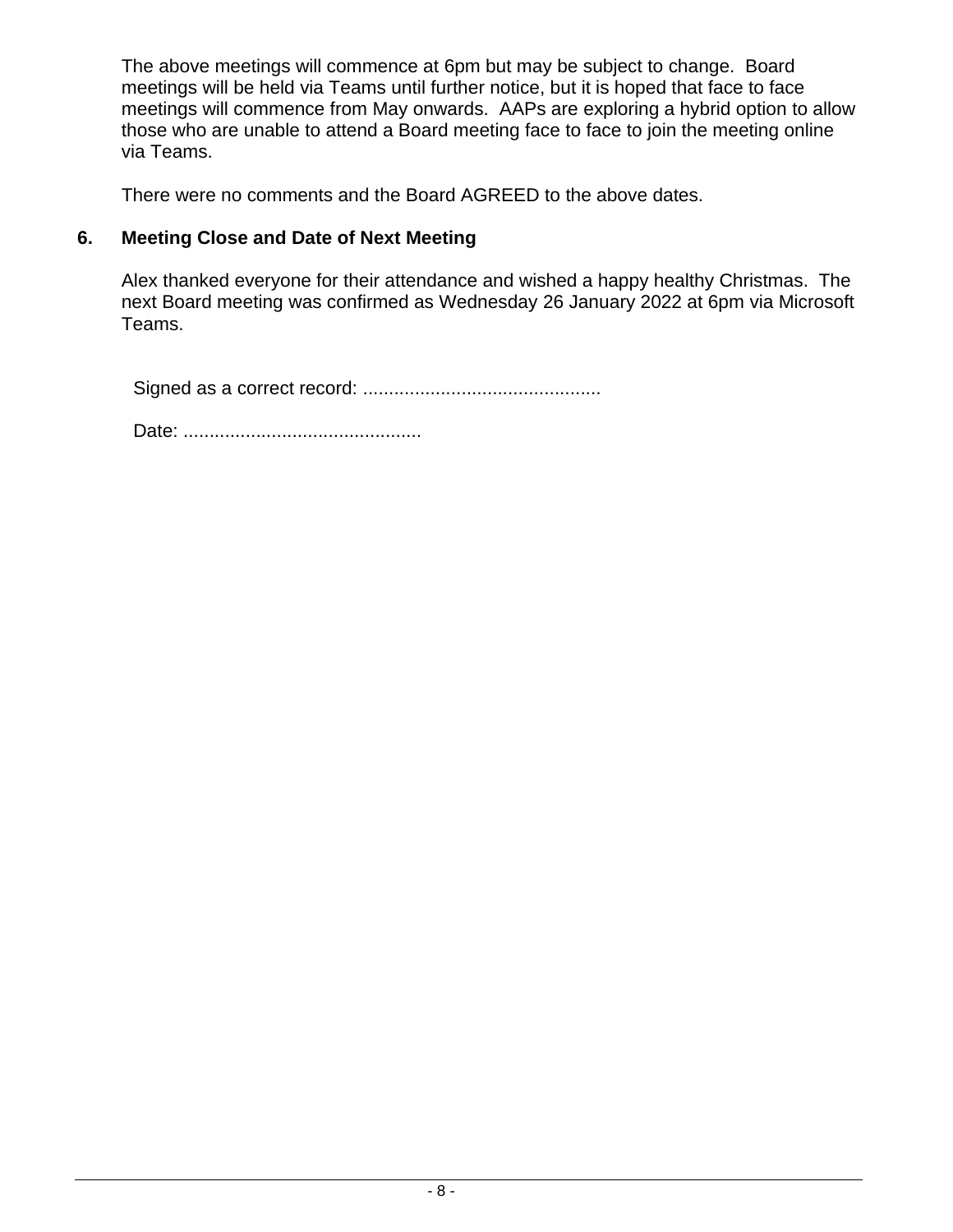The above meetings will commence at 6pm but may be subject to change. Board meetings will be held via Teams until further notice, but it is hoped that face to face meetings will commence from May onwards. AAPs are exploring a hybrid option to allow those who are unable to attend a Board meeting face to face to join the meeting online via Teams.

There were no comments and the Board AGREED to the above dates.

## 6. Meeting Close and Date of Next Meeting

Alex thanked everyone for their attendance and wished a happy healthy Christmas. The next Board meeting was confirmed as Wednesday 26 January 2022 at 6pm via Microsoft Teams.

Signed as a correct record: ..............................................

Date: ..............................................